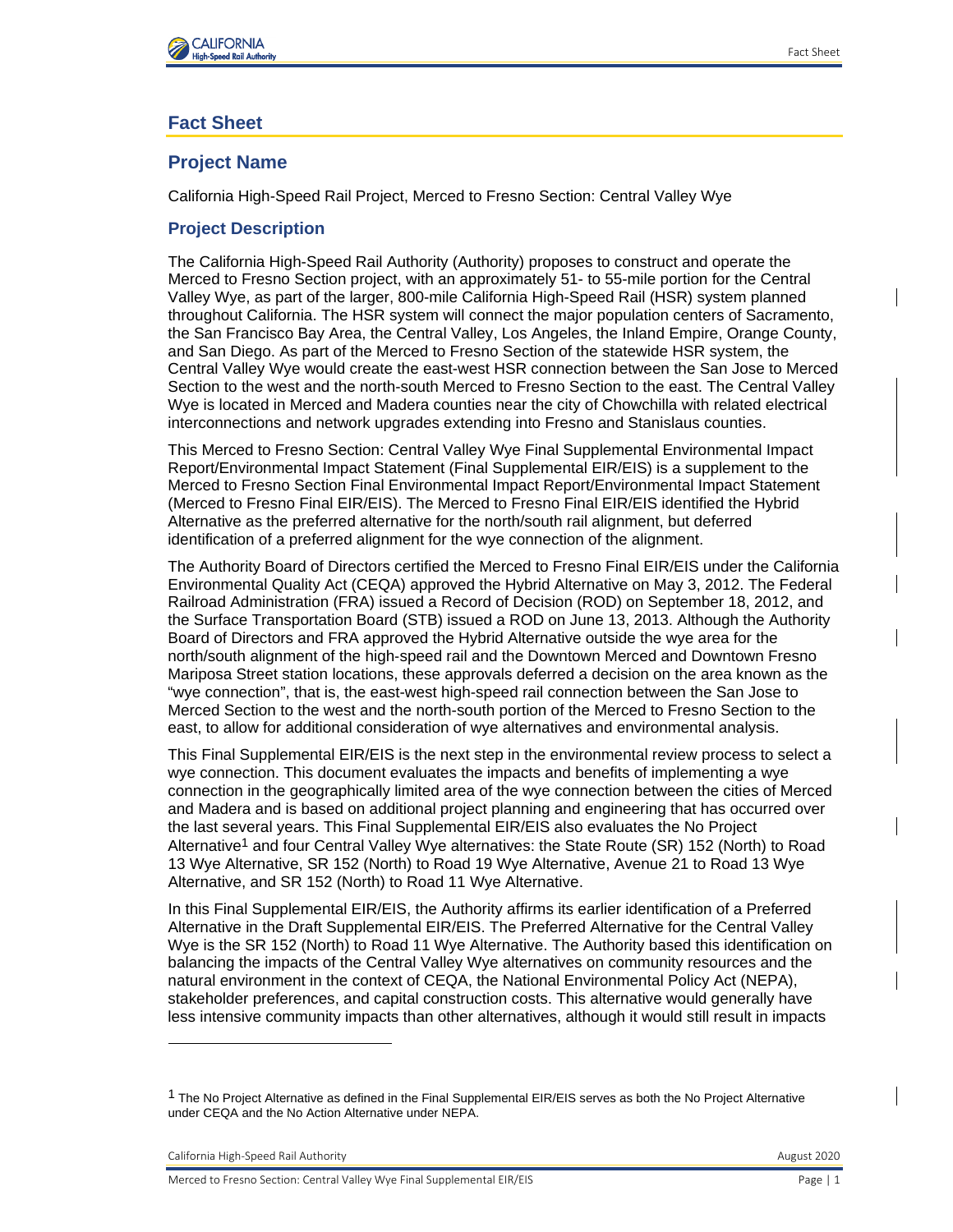# Fact Sheet

## Project Name

California High-Speed Rail Project, Merced to Fresno Section: Central Valley Wye

### Project Description

The California High-Speed Rail Authority (Authority) proposes to construct and operate the Merced to Fresno Section project, with an approximately 51- to 55-mile portion for the Central Valley Wye, as part of the larger, 800-mile California High-Speed Rail (HSR) system planned throughout California. The HSR system will connect the major population centers of Sacramento, the San Francisco Bay Area, the Central Valley, Los Angeles, the Inland Empire, Orange County, and San Diego. As part of the Merced to Fresno Section of the statewide HSR system, the Central Valley Wye would create the east-west HSR connection between the San Jose to Merced Section to the west and the north-south Merced to Fresno Section to the east. The Central Valley Wye is located in Merced and Madera counties near the city of Chowchilla with related electrical interconnections and network upgrades extending into Fresno and Stanislaus counties.

This Merced to Fresno Section: Central Valley Wye Final Supplemental Environmental Impact Report/Environmental Impact Statement (Final Supplemental EIR/EIS) is a supplement to the Merced to Fresno Section Final Environmental Impact Report/Environmental Impact Statement (Merced to Fresno Final EIR/EIS). The Merced to Fresno Final EIR/EIS identified the Hybrid Alternative as the preferred alternative for the north/south rail alignment, but deferred identification of a preferred alignment for the wye connection of the alignment.

The Authority Board of Directors certified the Merced to Fresno Final EIR/EIS under the California Environmental Quality Act (CEQA) approved the Hybrid Alternative on May 3, 2012. The Federal Railroad Administration (FRA) issued a Record of Decision (ROD) on September 18, 2012, and the Surface Transportation Board (STB) issued a ROD on June 13, 2013. Although the Authority Board of Directors and FRA approved the Hybrid Alternative outside the wye area for the north/south alignment of the high-speed rail and the Downtown Merced and Downtown Fresno Mariposa Street station locations, these approvals deferred a decision on the area known as the "wye connection", that is, the east-west high-speed rail connection between the San Jose to Merced Section to the west and the north-south portion of the Merced to Fresno Section to the east, to allow for additional consideration of wye alternatives and environmental analysis.

This Final Supplemental EIR/EIS is the next step in the environmental review process to select a wye connection. This document evaluates the impacts and benefits of implementing a wye connection in the geographically limited area of the wye connection between the cities of Merced and Madera and is based on additional project planning and engineering that has occurred over the last several years. This Final Supplemental EIR/EIS also evaluates the No Project Alternative[1] and four Central Valley Wye alternatives: the State Route (SR) 152 (North) to Road 13 Wye Alternative, SR 152 (North) to Road 19 Wye Alternative, Avenue 21 to Road 13 Wye Alternative, and SR 152 (North) to Road 11 Wye Alternative.

In this Final Supplemental EIR/EIS, the Authority affirms its earlier identification of a Preferred Alternative in the Draft Supplemental EIR/EIS. The Preferred Alternative for the Central Valley Wye is the SR 152 (North) to Road 11 Wye Alternative. The Authority based this identification on balancing the impacts of the Central Valley Wye alternatives on community resources and the natural environment in the context of CEQA, the National Environmental Policy Act (NEPA), stakeholder preferences, and capital construction costs. This alternative would generally have less intensive community impacts than other alternatives, although it would still result in impacts

[1] The No Project Alternative as defined in the Final Supplemental EIR/EIS serves as both the No Project Alternative under CEQA and the No Action Alternative under NEPA.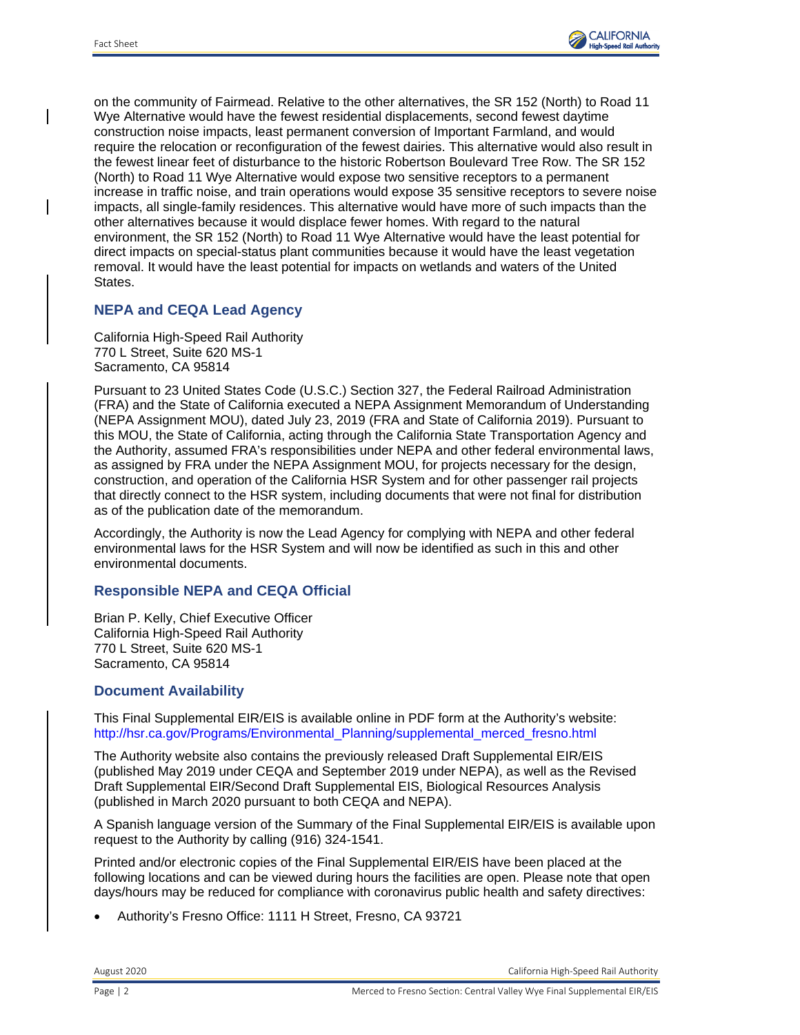on the community of Fairmead. Relative to the other alternatives, the SR 152 (North) to Road 11 Wye Alternative would have the fewest residential displacements, second fewest daytime construction noise impacts, least permanent conversion of Important Farmland, and would require the relocation or reconfiguration of the fewest dairies. This alternative would also result in the fewest linear feet of disturbance to the historic Robertson Boulevard Tree Row. The SR 152 (North) to Road 11 Wye Alternative would expose two sensitive receptors to a permanent increase in traffic noise, and train operations would expose 35 sensitive receptors to severe noise impacts, all single-family residences. This alternative would have more of such impacts than the other alternatives because it would displace fewer homes. With regard to the natural environment, the SR 152 (North) to Road 11 Wye Alternative would have the least potential for direct impacts on special-status plant communities because it would have the least vegetation removal. It would have the least potential for impacts on wetlands and waters of the United States.

### NEPA and CEQA Lead Agency

California High-Speed Rail Authority
770 L Street, Suite 620 MS-1
Sacramento, CA 95814

Pursuant to 23 United States Code (U.S.C.) Section 327, the Federal Railroad Administration (FRA) and the State of California executed a NEPA Assignment Memorandum of Understanding (NEPA Assignment MOU), dated July 23, 2019 (FRA and State of California 2019). Pursuant to this MOU, the State of California, acting through the California State Transportation Agency and the Authority, assumed FRA's responsibilities under NEPA and other federal environmental laws, as assigned by FRA under the NEPA Assignment MOU, for projects necessary for the design, construction, and operation of the California HSR System and for other passenger rail projects that directly connect to the HSR system, including documents that were not final for distribution as of the publication date of the memorandum.

Accordingly, the Authority is now the Lead Agency for complying with NEPA and other federal environmental laws for the HSR System and will now be identified as such in this and other environmental documents.

### Responsible NEPA and CEQA Official

Brian P. Kelly, Chief Executive Officer
California High-Speed Rail Authority
770 L Street, Suite 620 MS-1
Sacramento, CA 95814

### Document Availability

This Final Supplemental EIR/EIS is available online in PDF form at the Authority's website: http://hsr.ca.gov/Programs/Environmental_Planning/supplemental_merced_fresno.html

The Authority website also contains the previously released Draft Supplemental EIR/EIS (published May 2019 under CEQA and September 2019 under NEPA), as well as the Revised Draft Supplemental EIR/Second Draft Supplemental EIS, Biological Resources Analysis (published in March 2020 pursuant to both CEQA and NEPA).

A Spanish language version of the Summary of the Final Supplemental EIR/EIS is available upon request to the Authority by calling (916) 324-1541.

Printed and/or electronic copies of the Final Supplemental EIR/EIS have been placed at the following locations and can be viewed during hours the facilities are open. Please note that open days/hours may be reduced for compliance with coronavirus public health and safety directives:

- Authority's Fresno Office: 1111 H Street, Fresno, CA 93721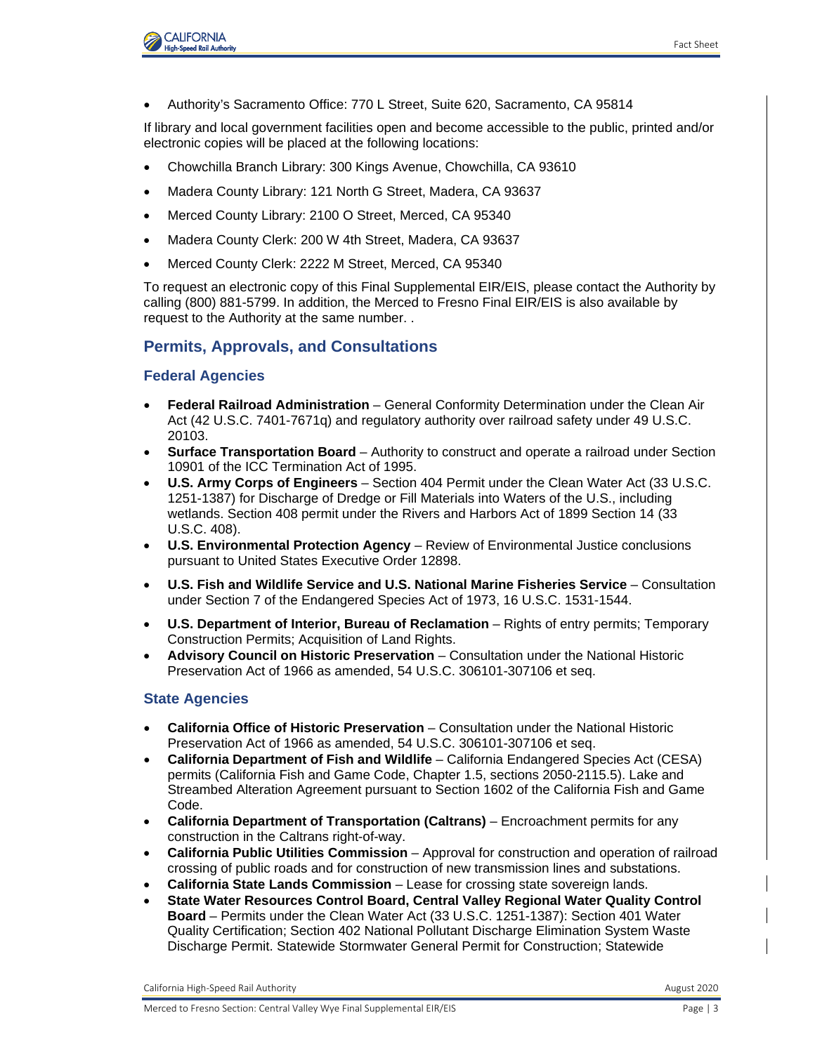- Authority's Sacramento Office: 770 L Street, Suite 620, Sacramento, CA 95814

If library and local government facilities open and become accessible to the public, printed and/or electronic copies will be placed at the following locations:

- Chowchilla Branch Library: 300 Kings Avenue, Chowchilla, CA 93610
- Madera County Library: 121 North G Street, Madera, CA 93637
- Merced County Library: 2100 O Street, Merced, CA 95340
- Madera County Clerk: 200 W 4th Street, Madera, CA 93637
- Merced County Clerk: 2222 M Street, Merced, CA 95340

To request an electronic copy of this Final Supplemental EIR/EIS, please contact the Authority by calling (800) 881-5799. In addition, the Merced to Fresno Final EIR/EIS is also available by request to the Authority at the same number. .

## Permits, Approvals, and Consultations

### Federal Agencies

- **Federal Railroad Administration** – General Conformity Determination under the Clean Air Act (42 U.S.C. 7401-7671q) and regulatory authority over railroad safety under 49 U.S.C. 20103.
- **Surface Transportation Board** – Authority to construct and operate a railroad under Section 10901 of the ICC Termination Act of 1995.
- **U.S. Army Corps of Engineers** – Section 404 Permit under the Clean Water Act (33 U.S.C. 1251-1387) for Discharge of Dredge or Fill Materials into Waters of the U.S., including wetlands. Section 408 permit under the Rivers and Harbors Act of 1899 Section 14 (33 U.S.C. 408).
- **U.S. Environmental Protection Agency** – Review of Environmental Justice conclusions pursuant to United States Executive Order 12898.
- **U.S. Fish and Wildlife Service and U.S. National Marine Fisheries Service** – Consultation under Section 7 of the Endangered Species Act of 1973, 16 U.S.C. 1531-1544.
- **U.S. Department of Interior, Bureau of Reclamation** – Rights of entry permits; Temporary Construction Permits; Acquisition of Land Rights.
- **Advisory Council on Historic Preservation** – Consultation under the National Historic Preservation Act of 1966 as amended, 54 U.S.C. 306101-307106 et seq.

### State Agencies

- **California Office of Historic Preservation** – Consultation under the National Historic Preservation Act of 1966 as amended, 54 U.S.C. 306101-307106 et seq.
- **California Department of Fish and Wildlife** – California Endangered Species Act (CESA) permits (California Fish and Game Code, Chapter 1.5, sections 2050-2115.5). Lake and Streambed Alteration Agreement pursuant to Section 1602 of the California Fish and Game Code.
- **California Department of Transportation (Caltrans)** – Encroachment permits for any construction in the Caltrans right-of-way.
- **California Public Utilities Commission** – Approval for construction and operation of railroad crossing of public roads and for construction of new transmission lines and substations.
- **California State Lands Commission** – Lease for crossing state sovereign lands.
- **State Water Resources Control Board, Central Valley Regional Water Quality Control Board** – Permits under the Clean Water Act (33 U.S.C. 1251-1387): Section 401 Water Quality Certification; Section 402 National Pollutant Discharge Elimination System Waste Discharge Permit. Statewide Stormwater General Permit for Construction; Statewide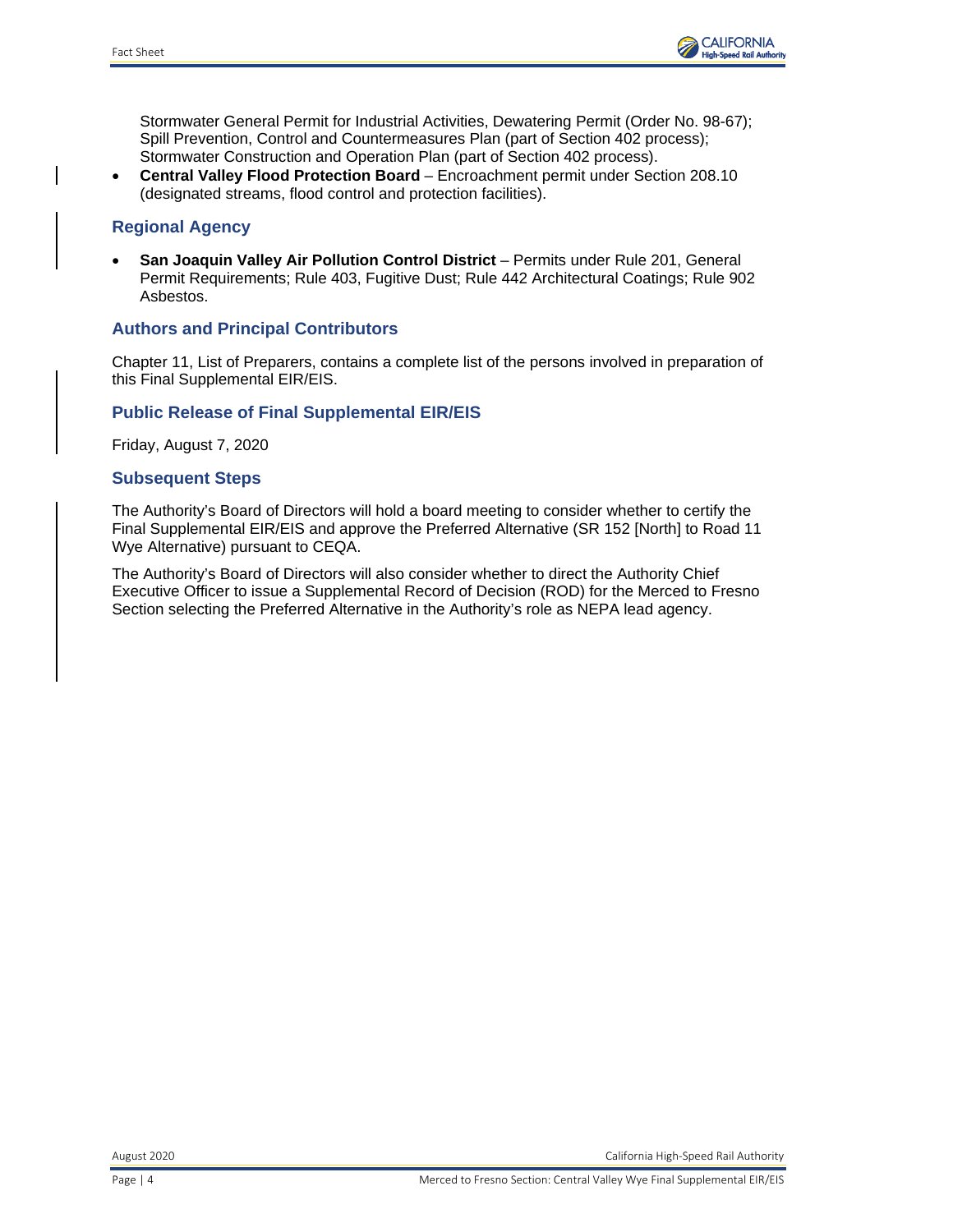Stormwater General Permit for Industrial Activities, Dewatering Permit (Order No. 98-67); Spill Prevention, Control and Countermeasures Plan (part of Section 402 process); Stormwater Construction and Operation Plan (part of Section 402 process).

- **Central Valley Flood Protection Board** – Encroachment permit under Section 208.10 (designated streams, flood control and protection facilities).

### Regional Agency

- **San Joaquin Valley Air Pollution Control District** – Permits under Rule 201, General Permit Requirements; Rule 403, Fugitive Dust; Rule 442 Architectural Coatings; Rule 902 Asbestos.

### Authors and Principal Contributors

Chapter 11, List of Preparers, contains a complete list of the persons involved in preparation of this Final Supplemental EIR/EIS.

### Public Release of Final Supplemental EIR/EIS

Friday, August 7, 2020

### Subsequent Steps

The Authority's Board of Directors will hold a board meeting to consider whether to certify the Final Supplemental EIR/EIS and approve the Preferred Alternative (SR 152 [North] to Road 11 Wye Alternative) pursuant to CEQA.

The Authority's Board of Directors will also consider whether to direct the Authority Chief Executive Officer to issue a Supplemental Record of Decision (ROD) for the Merced to Fresno Section selecting the Preferred Alternative in the Authority's role as NEPA lead agency.